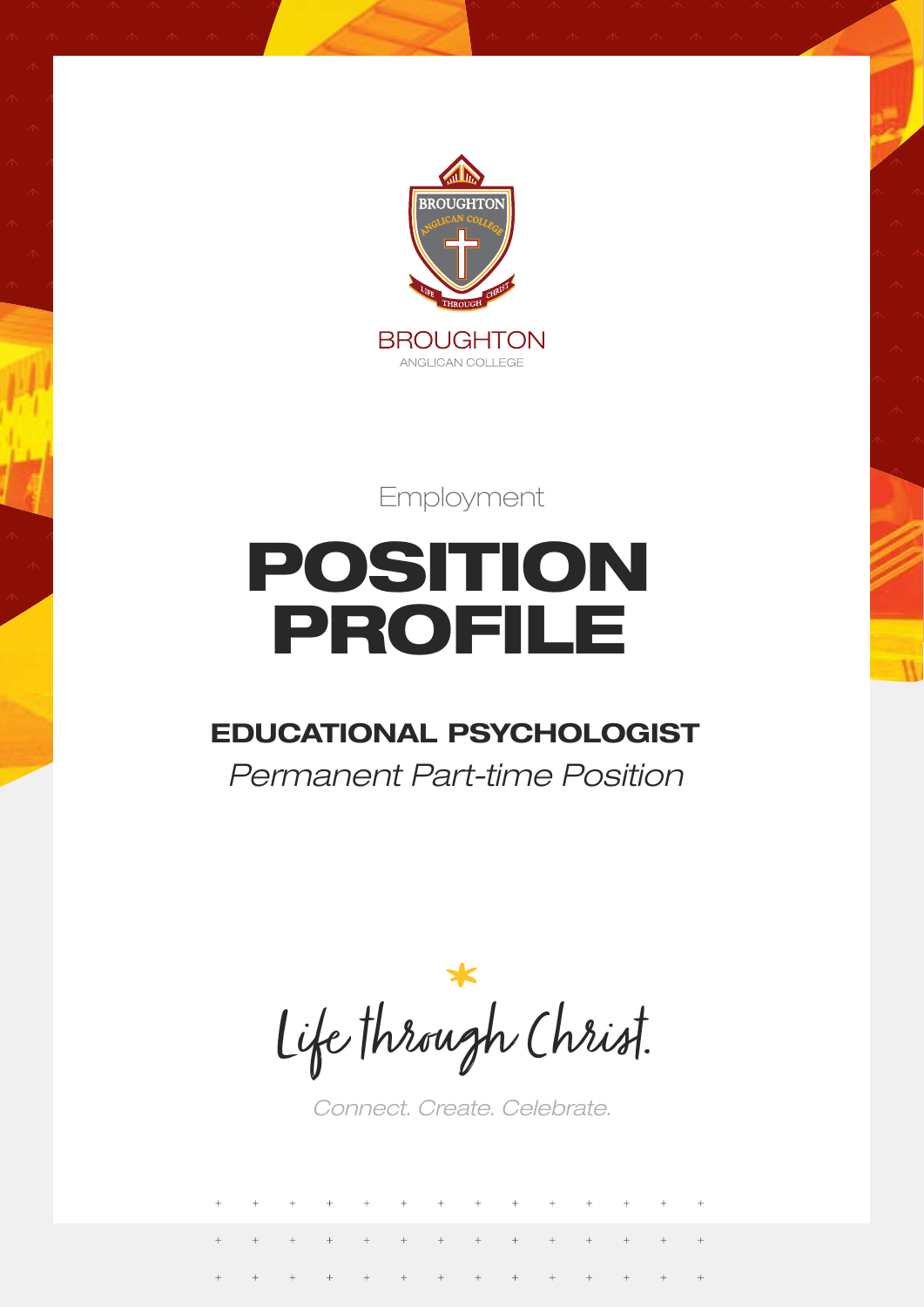BROUGHTON

ANGLICAN COLLEGE

Employment

# POSITION PROFILE

## EDUCATIONAL PSYCHOLOGIST

*Permanent Part-time Position*

Life through Christ.

*Connect. Create. Celebrate.*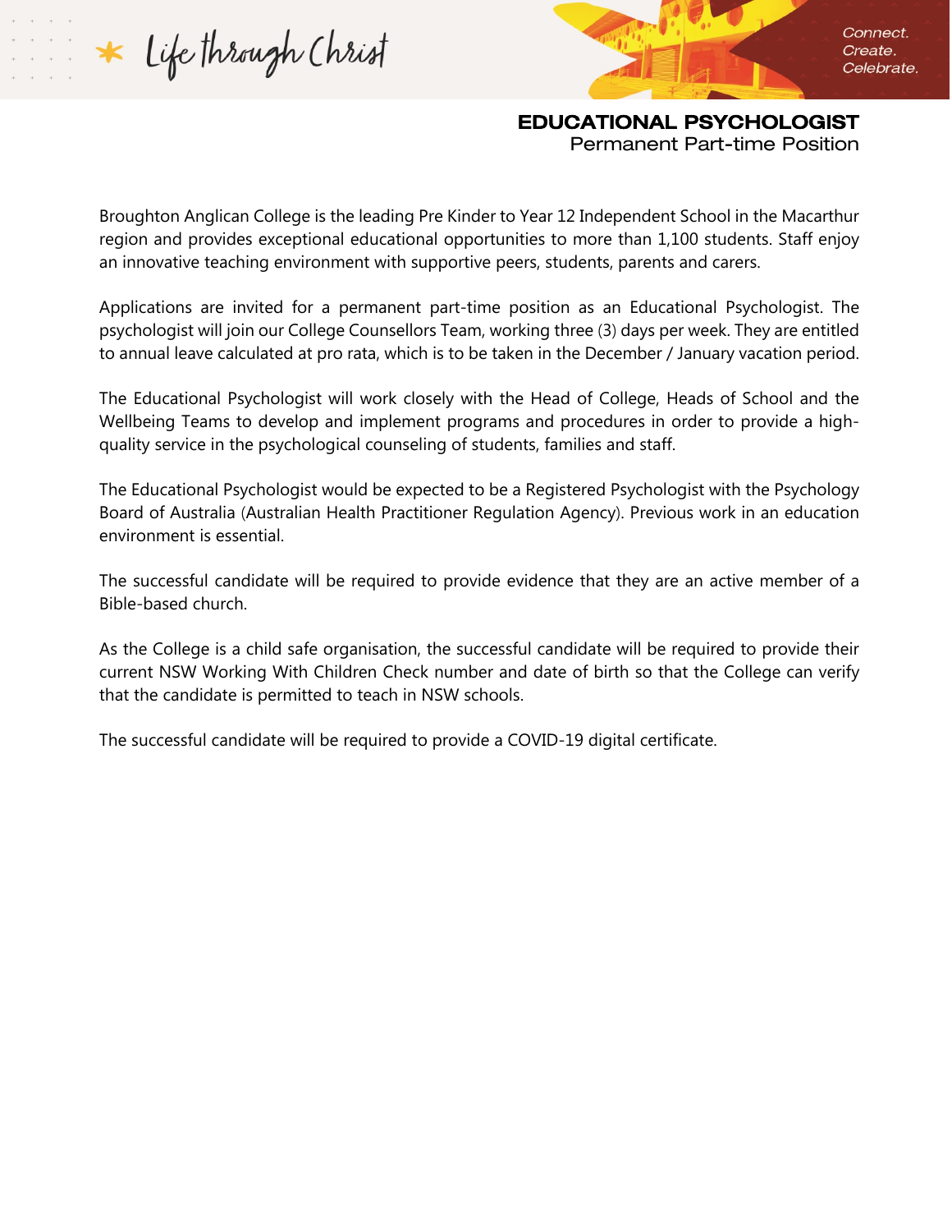# EDUCATIONAL PSYCHOLOGIST

Permanent Part-time Position

Broughton Anglican College is the leading Pre Kinder to Year 12 Independent School in the Macarthur region and provides exceptional educational opportunities to more than 1,100 students. Staff enjoy an innovative teaching environment with supportive peers, students, parents and carers.

Applications are invited for a permanent part-time position as an Educational Psychologist. The psychologist will join our College Counsellors Team, working three (3) days per week. They are entitled to annual leave calculated at pro rata, which is to be taken in the December / January vacation period.

The Educational Psychologist will work closely with the Head of College, Heads of School and the Wellbeing Teams to develop and implement programs and procedures in order to provide a high-quality service in the psychological counseling of students, families and staff.

The Educational Psychologist would be expected to be a Registered Psychologist with the Psychology Board of Australia (Australian Health Practitioner Regulation Agency). Previous work in an education environment is essential.

The successful candidate will be required to provide evidence that they are an active member of a Bible-based church.

As the College is a child safe organisation, the successful candidate will be required to provide their current NSW Working With Children Check number and date of birth so that the College can verify that the candidate is permitted to teach in NSW schools.

The successful candidate will be required to provide a COVID-19 digital certificate.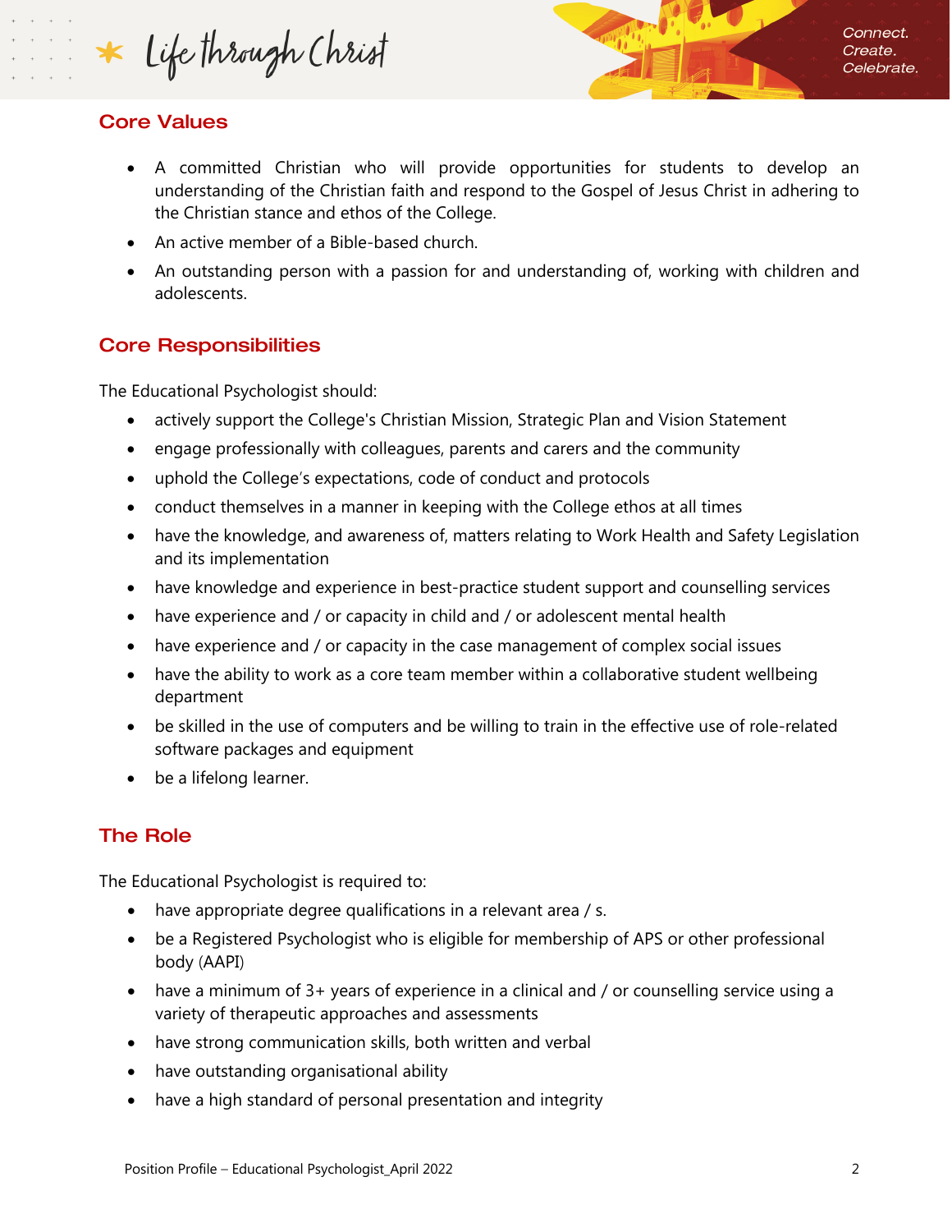## Core Values

- A committed Christian who will provide opportunities for students to develop an understanding of the Christian faith and respond to the Gospel of Jesus Christ in adhering to the Christian stance and ethos of the College.
- An active member of a Bible-based church.
- An outstanding person with a passion for and understanding of, working with children and adolescents.

## Core Responsibilities

The Educational Psychologist should:

- actively support the College's Christian Mission, Strategic Plan and Vision Statement
- engage professionally with colleagues, parents and carers and the community
- uphold the College's expectations, code of conduct and protocols
- conduct themselves in a manner in keeping with the College ethos at all times
- have the knowledge, and awareness of, matters relating to Work Health and Safety Legislation and its implementation
- have knowledge and experience in best-practice student support and counselling services
- have experience and / or capacity in child and / or adolescent mental health
- have experience and / or capacity in the case management of complex social issues
- have the ability to work as a core team member within a collaborative student wellbeing department
- be skilled in the use of computers and be willing to train in the effective use of role-related software packages and equipment
- be a lifelong learner.

## The Role

The Educational Psychologist is required to:

- have appropriate degree qualifications in a relevant area / s.
- be a Registered Psychologist who is eligible for membership of APS or other professional body (AAPI)
- have a minimum of 3+ years of experience in a clinical and / or counselling service using a variety of therapeutic approaches and assessments
- have strong communication skills, both written and verbal
- have outstanding organisational ability
- have a high standard of personal presentation and integrity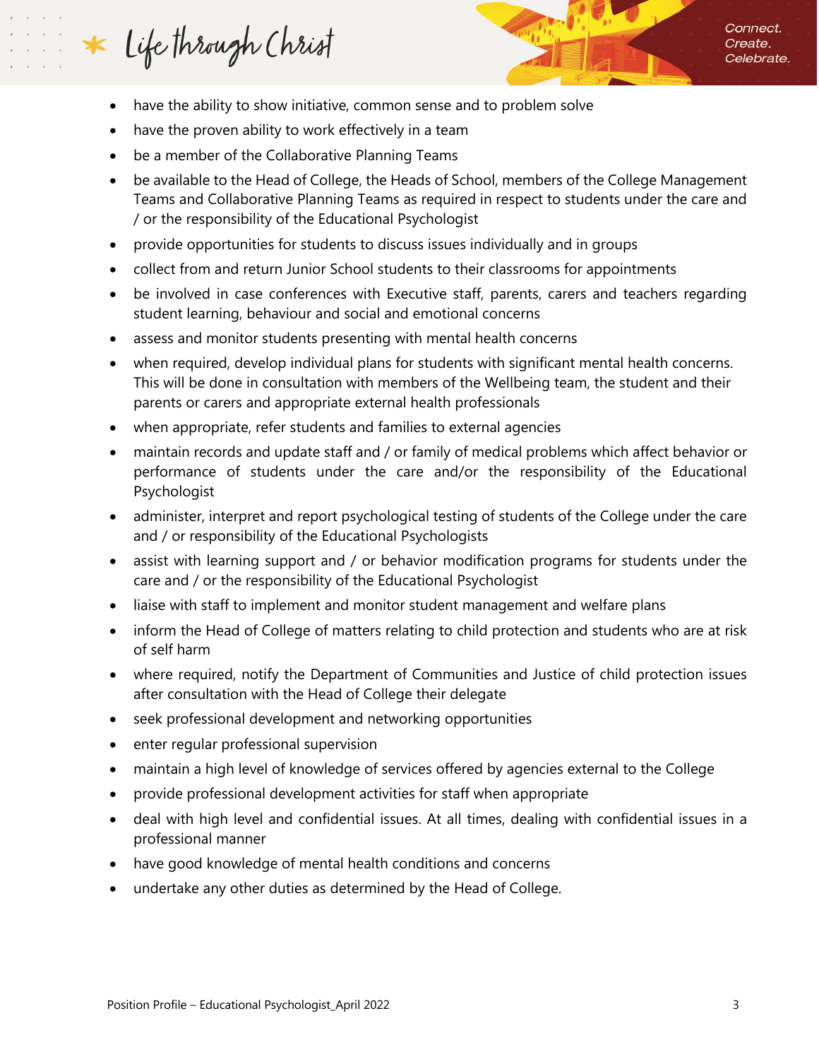- have the ability to show initiative, common sense and to problem solve
- have the proven ability to work effectively in a team
- be a member of the Collaborative Planning Teams
- be available to the Head of College, the Heads of School, members of the College Management Teams and Collaborative Planning Teams as required in respect to students under the care and / or the responsibility of the Educational Psychologist
- provide opportunities for students to discuss issues individually and in groups
- collect from and return Junior School students to their classrooms for appointments
- be involved in case conferences with Executive staff, parents, carers and teachers regarding student learning, behaviour and social and emotional concerns
- assess and monitor students presenting with mental health concerns
- when required, develop individual plans for students with significant mental health concerns. This will be done in consultation with members of the Wellbeing team, the student and their parents or carers and appropriate external health professionals
- when appropriate, refer students and families to external agencies
- maintain records and update staff and / or family of medical problems which affect behavior or performance of students under the care and/or the responsibility of the Educational Psychologist
- administer, interpret and report psychological testing of students of the College under the care and / or responsibility of the Educational Psychologists
- assist with learning support and / or behavior modification programs for students under the care and / or the responsibility of the Educational Psychologist
- liaise with staff to implement and monitor student management and welfare plans
- inform the Head of College of matters relating to child protection and students who are at risk of self harm
- where required, notify the Department of Communities and Justice of child protection issues after consultation with the Head of College their delegate
- seek professional development and networking opportunities
- enter regular professional supervision
- maintain a high level of knowledge of services offered by agencies external to the College
- provide professional development activities for staff when appropriate
- deal with high level and confidential issues. At all times, dealing with confidential issues in a professional manner
- have good knowledge of mental health conditions and concerns
- undertake any other duties as determined by the Head of College.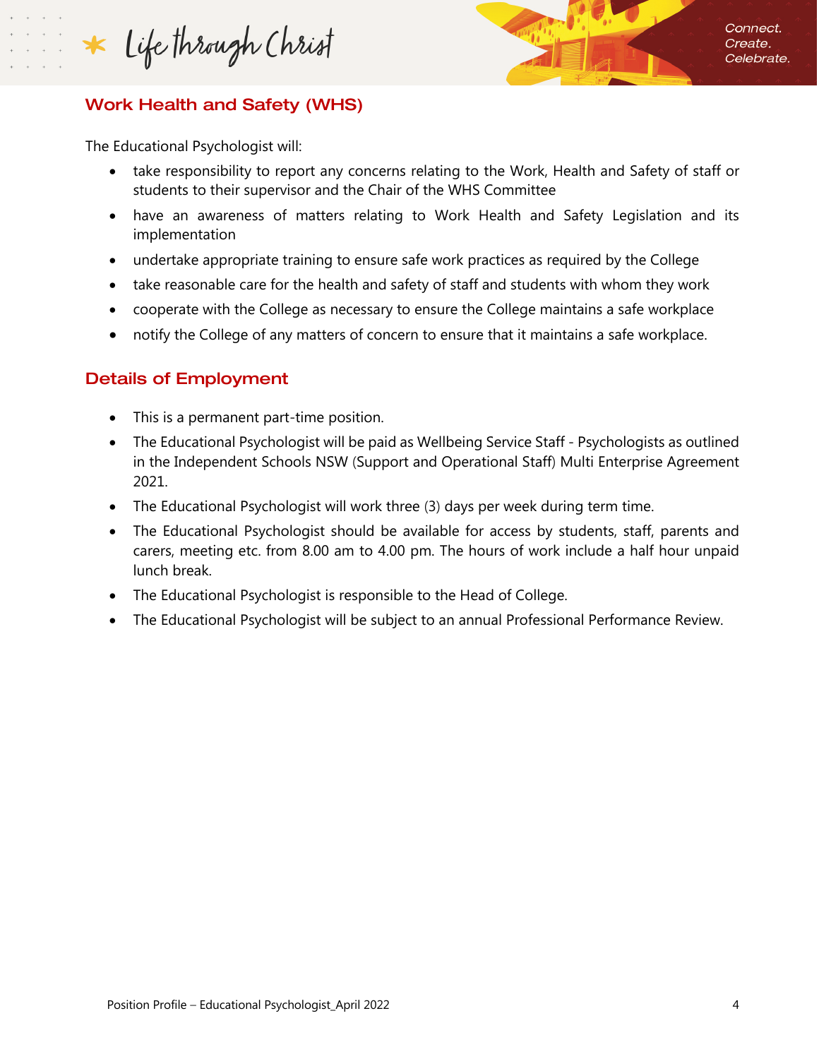## Work Health and Safety (WHS)

The Educational Psychologist will:

- take responsibility to report any concerns relating to the Work, Health and Safety of staff or students to their supervisor and the Chair of the WHS Committee
- have an awareness of matters relating to Work Health and Safety Legislation and its implementation
- undertake appropriate training to ensure safe work practices as required by the College
- take reasonable care for the health and safety of staff and students with whom they work
- cooperate with the College as necessary to ensure the College maintains a safe workplace
- notify the College of any matters of concern to ensure that it maintains a safe workplace.

## Details of Employment

- This is a permanent part-time position.
- The Educational Psychologist will be paid as Wellbeing Service Staff - Psychologists as outlined in the Independent Schools NSW (Support and Operational Staff) Multi Enterprise Agreement 2021.
- The Educational Psychologist will work three (3) days per week during term time.
- The Educational Psychologist should be available for access by students, staff, parents and carers, meeting etc. from 8.00 am to 4.00 pm. The hours of work include a half hour unpaid lunch break.
- The Educational Psychologist is responsible to the Head of College.
- The Educational Psychologist will be subject to an annual Professional Performance Review.